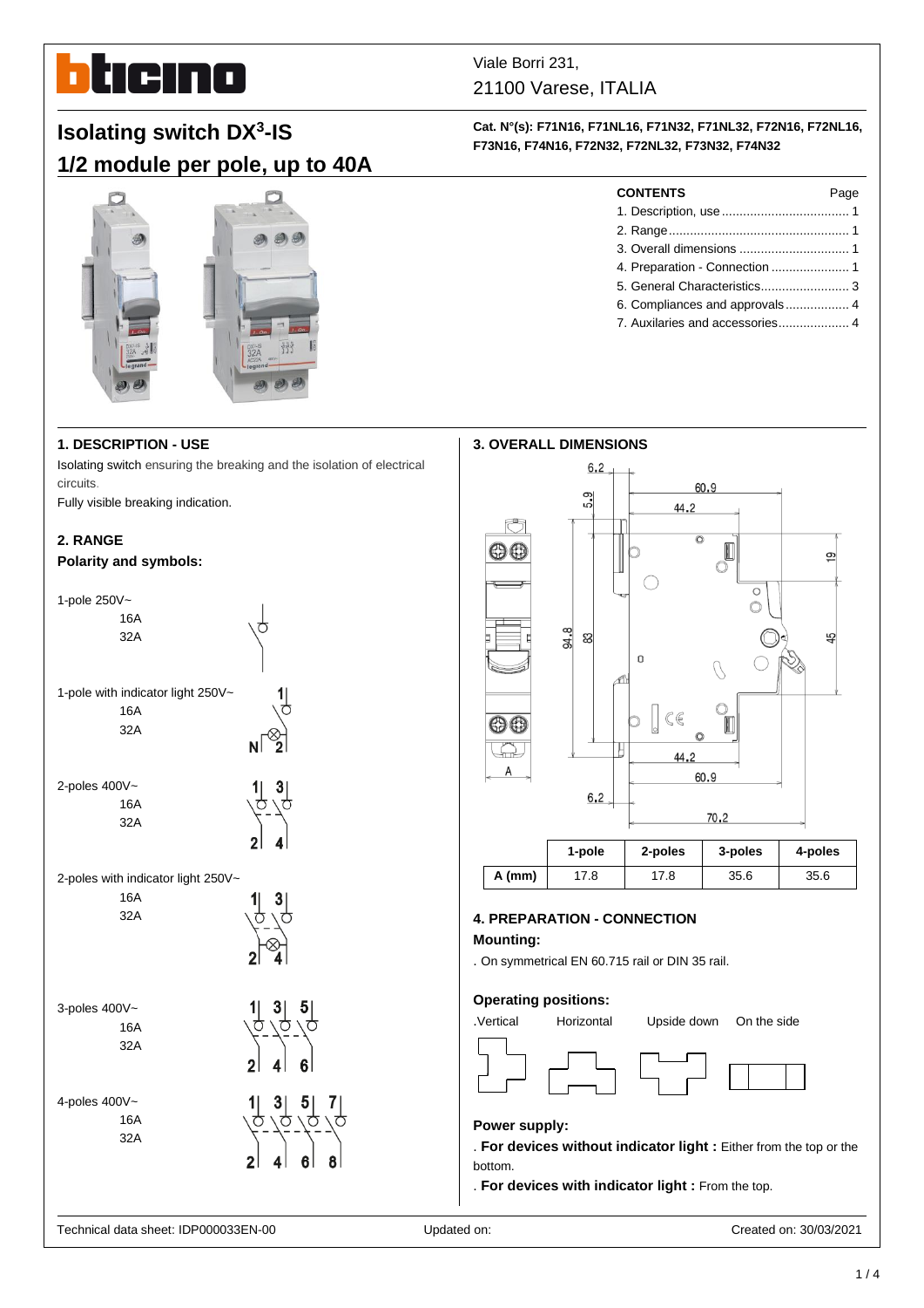Viale Borri 231,
21100 Varese, ITALIA

# Isolating switch DX³-IS
# 1/2 module per pole, up to 40A

**Cat. N°(s): F71N16, F71NL16, F71N32, F71NL32, F72N16, F72NL16, F73N16, F74N16, F72N32, F72NL32, F73N32, F74N32**

| CONTENTS | Page |
|---|---|
| 1. Description, use | 1 |
| 2. Range | 1 |
| 3. Overall dimensions | 1 |
| 4. Preparation - Connection | 1 |
| 5. General Characteristics | 3 |
| 6. Compliances and approvals | 4 |
| 7. Auxilaries and accessories | 4 |

## 1. DESCRIPTION - USE

Isolating switch ensuring the breaking and the isolation of electrical circuits.

Fully visible breaking indication.

## 2. RANGE

**Polarity and symbols:**

1-pole 250V~
- 16A
- 32A

1-pole with indicator light 250V~
- 16A
- 32A

2-poles 400V~
- 16A
- 32A

2-poles with indicator light 250V~
- 16A
- 32A

3-poles 400V~
- 16A
- 32A

4-poles 400V~
- 16A
- 32A

## 3. OVERALL DIMENSIONS

|  | 1-pole | 2-poles | 3-poles | 4-poles |
|---|---|---|---|---|
| A (mm) | 17.8 | 17.8 | 35.6 | 35.6 |

## 4. PREPARATION - CONNECTION

**Mounting:**

. On symmetrical EN 60.715 rail or DIN 35 rail.

**Operating positions:**

.Vertical    Horizontal    Upside down    On the side

**Power supply:**

. **For devices without indicator light :** Either from the top or the bottom.

. **For devices with indicator light :** From the top.

Technical data sheet: IDP000033EN-00    Updated on:    Created on: 30/03/2021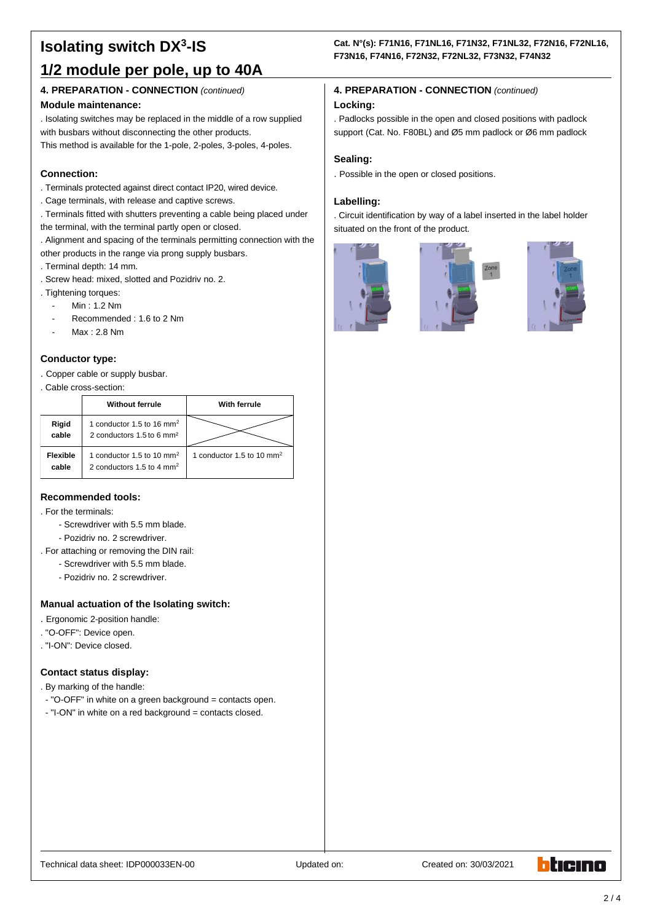# Isolating switch DX³-IS

## 1/2 module per pole, up to 40A

**Cat. N°(s): F71N16, F71NL16, F71N32, F71NL32, F72N16, F72NL16, F73N16, F74N16, F72N32, F72NL32, F73N32, F74N32**

### 4. PREPARATION - CONNECTION *(continued)*

**Module maintenance:**

. Isolating switches may be replaced in the middle of a row supplied with busbars without disconnecting the other products.
This method is available for the 1-pole, 2-poles, 3-poles, 4-poles.

**Connection:**

. Terminals protected against direct contact IP20, wired device.
. Cage terminals, with release and captive screws.
. Terminals fitted with shutters preventing a cable being placed under the terminal, with the terminal partly open or closed.
. Alignment and spacing of the terminals permitting connection with the other products in the range via prong supply busbars.
. Terminal depth: 14 mm.
. Screw head: mixed, slotted and Pozidriv no. 2.
. Tightening torques:

- Min : 1.2 Nm
- Recommended : 1.6 to 2 Nm
- Max : 2.8 Nm

**Conductor type:**

. Copper cable or supply busbar.
. Cable cross-section:

| | Without ferrule | With ferrule |
|---|---|---|
| **Rigid cable** | 1 conductor 1.5 to 16 mm² <br> 2 conductors 1.5 to 6 mm² | |
| **Flexible cable** | 1 conductor 1.5 to 10 mm² <br> 2 conductors 1.5 to 4 mm² | 1 conductor 1.5 to 10 mm² |

**Recommended tools:**

. For the terminals:
- Screwdriver with 5.5 mm blade.
- Pozidriv no. 2 screwdriver.

. For attaching or removing the DIN rail:
- Screwdriver with 5.5 mm blade.
- Pozidriv no. 2 screwdriver.

**Manual actuation of the Isolating switch:**

. Ergonomic 2-position handle:
. "O-OFF": Device open.
. "I-ON": Device closed.

**Contact status display:**

. By marking of the handle:
- "O-OFF" in white on a green background = contacts open.
- "I-ON" in white on a red background = contacts closed.

### 4. PREPARATION - CONNECTION *(continued)*

**Locking:**

. Padlocks possible in the open and closed positions with padlock support (Cat. No. F80BL) and Ø5 mm padlock or Ø6 mm padlock

**Sealing:**

. Possible in the open or closed positions.

**Labelling:**

. Circuit identification by way of a label inserted in the label holder situated on the front of the product.

Technical data sheet: IDP000033EN-00 Updated on: Created on: 30/03/2021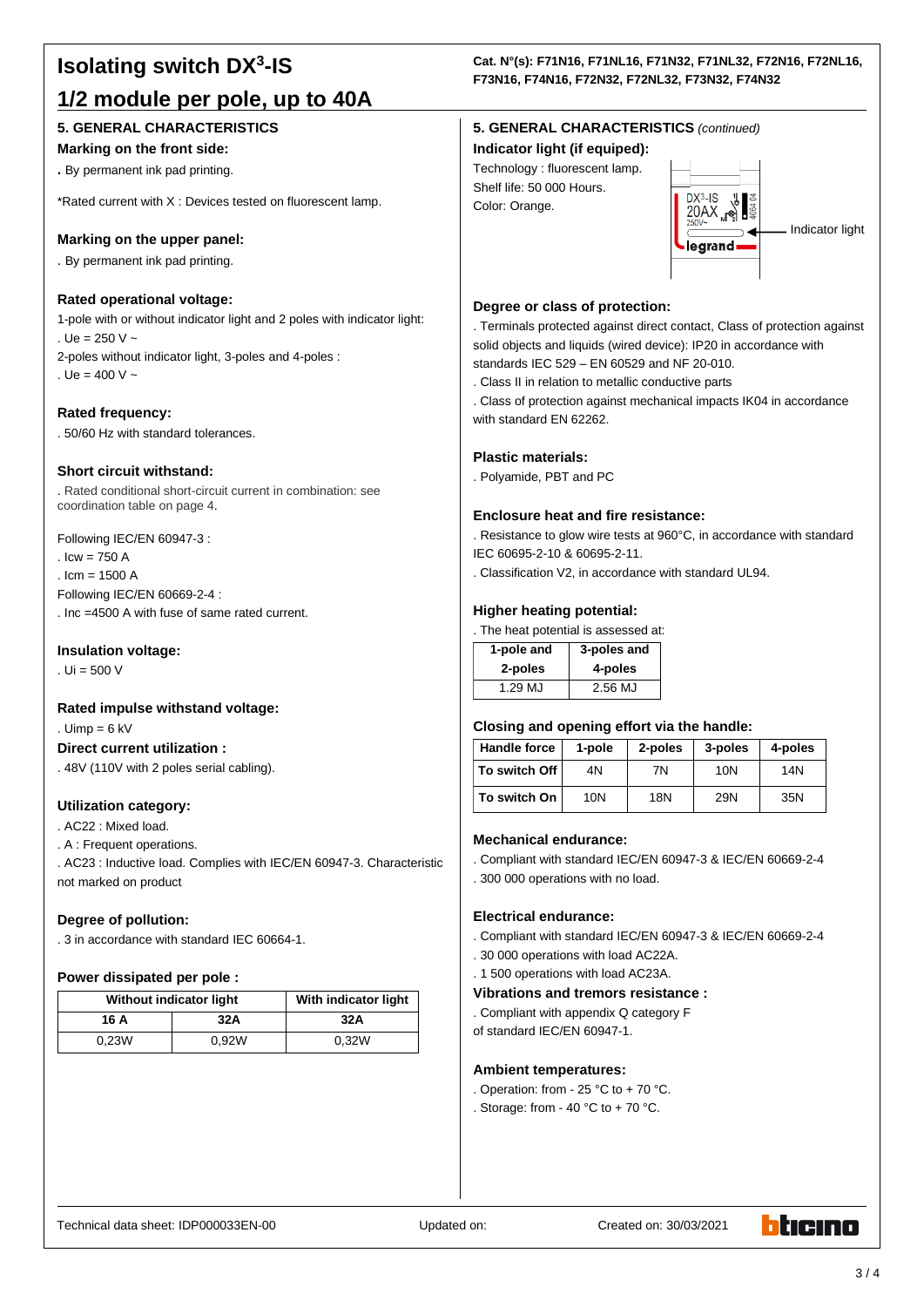# Isolating switch DX$^3$-IS

## 1/2 module per pole, up to 40A

**Cat. N°(s): F71N16, F71NL16, F71N32, F71NL32, F72N16, F72NL16, F73N16, F74N16, F72N32, F72NL32, F73N32, F74N32**

### 5. GENERAL CHARACTERISTICS

**Marking on the front side:**

. By permanent ink pad printing.

*Rated current with X : Devices tested on fluorescent lamp.

**Marking on the upper panel:**

. By permanent ink pad printing.

**Rated operational voltage:**

1-pole with or without indicator light and 2 poles with indicator light:
. Ue = 250 V ~
2-poles without indicator light, 3-poles and 4-poles :
. Ue = 400 V ~

**Rated frequency:**

. 50/60 Hz with standard tolerances.

**Short circuit withstand:**

. Rated conditional short-circuit current in combination: see coordination table on page 4.

Following IEC/EN 60947-3 :
. Icw = 750 A
. Icm = 1500 A
Following IEC/EN 60669-2-4 :
. Inc =4500 A with fuse of same rated current.

**Insulation voltage:**

. Ui = 500 V

**Rated impulse withstand voltage:**

. Uimp = 6 kV

**Direct current utilization :**

. 48V (110V with 2 poles serial cabling).

**Utilization category:**

. AC22 : Mixed load.
. A : Frequent operations.
. AC23 : Inductive load. Complies with IEC/EN 60947-3. Characteristic not marked on product

**Degree of pollution:**

. 3 in accordance with standard IEC 60664-1.

**Power dissipated per pole :**

| Without indicator light | | With indicator light |
|---|---|---|
| **16 A** | **32A** | **32A** |
| 0,23W | 0,92W | 0,32W |

### 5. GENERAL CHARACTERISTICS *(continued)*

**Indicator light (if equiped):**

Technology : fluorescent lamp.
Shelf life: 50 000 Hours.
Color: Orange.

DX³-IS 20AX 250V~ legrand — Indicator light

**Degree or class of protection:**

. Terminals protected against direct contact, Class of protection against solid objects and liquids (wired device): IP20 in accordance with standards IEC 529 – EN 60529 and NF 20-010.
. Class II in relation to metallic conductive parts
. Class of protection against mechanical impacts IK04 in accordance with standard EN 62262.

**Plastic materials:**

. Polyamide, PBT and PC

**Enclosure heat and fire resistance:**

. Resistance to glow wire tests at 960°C, in accordance with standard IEC 60695-2-10 & 60695-2-11.
. Classification V2, in accordance with standard UL94.

**Higher heating potential:**

. The heat potential is assessed at:

| 1-pole and 2-poles | 3-poles and 4-poles |
|---|---|
| 1.29 MJ | 2.56 MJ |

**Closing and opening effort via the handle:**

| Handle force | 1-pole | 2-poles | 3-poles | 4-poles |
|---|---|---|---|---|
| To switch Off | 4N | 7N | 10N | 14N |
| To switch On | 10N | 18N | 29N | 35N |

**Mechanical endurance:**

. Compliant with standard IEC/EN 60947-3 & IEC/EN 60669-2-4
. 300 000 operations with no load.

**Electrical endurance:**

. Compliant with standard IEC/EN 60947-3 & IEC/EN 60669-2-4
. 30 000 operations with load AC22A.
. 1 500 operations with load AC23A.

**Vibrations and tremors resistance :**

. Compliant with appendix Q category F
of standard IEC/EN 60947-1.

**Ambient temperatures:**

. Operation: from - 25 °C to + 70 °C.
. Storage: from - 40 °C to + 70 °C.

Technical data sheet: IDP000033EN-00 Updated on: Created on: 30/03/2021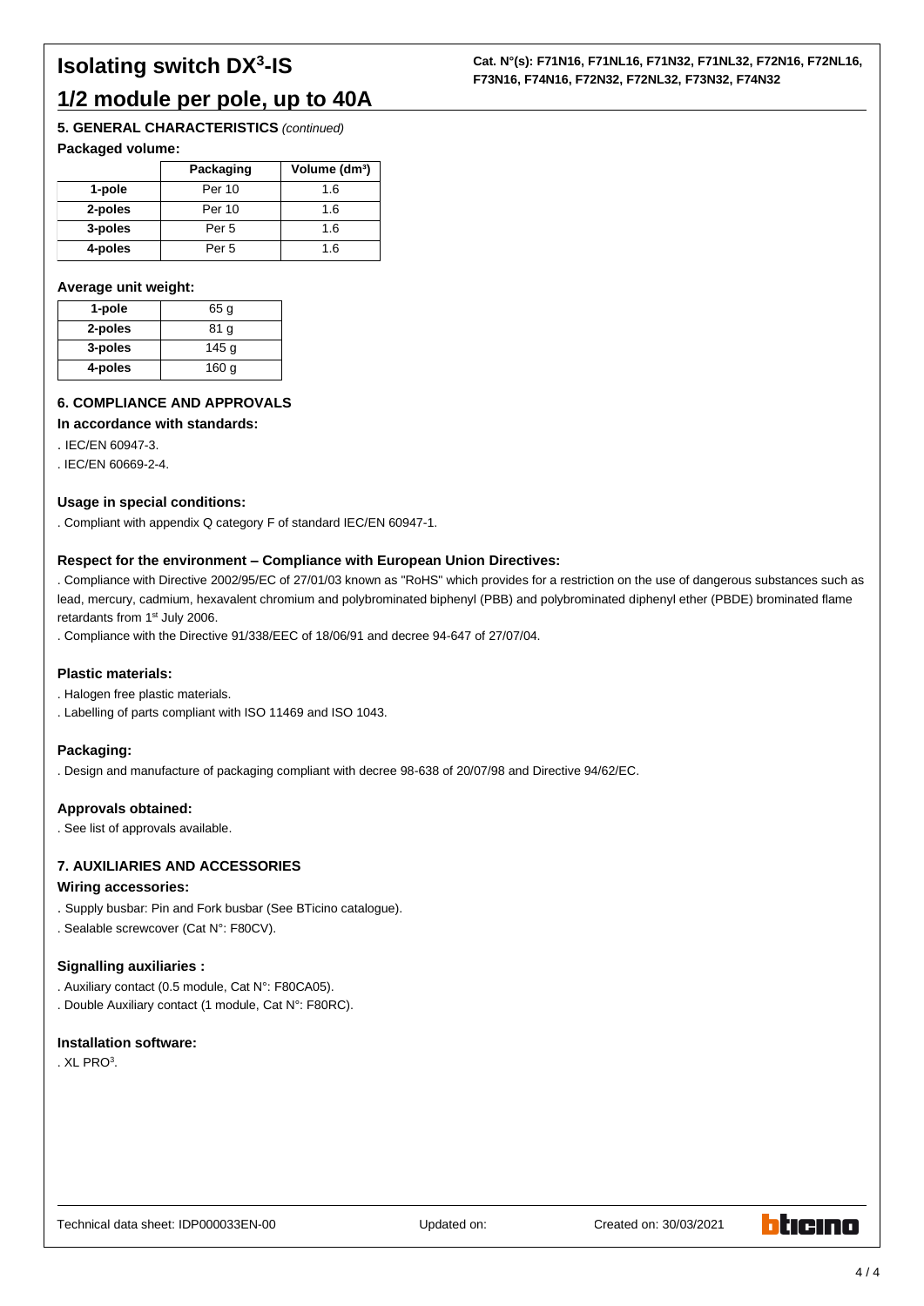# Isolating switch DX$^3$-IS

**Cat. N°(s): F71N16, F71NL16, F71N32, F71NL32, F72N16, F72NL16, F73N16, F74N16, F72N32, F72NL32, F73N32, F74N32**

# 1/2 module per pole, up to 40A

### 5. GENERAL CHARACTERISTICS *(continued)*

**Packaged volume:**

| | Packaging | Volume (dm$^3$) |
|---|---|---|
| **1-pole** | Per 10 | 1.6 |
| **2-poles** | Per 10 | 1.6 |
| **3-poles** | Per 5 | 1.6 |
| **4-poles** | Per 5 | 1.6 |

**Average unit weight:**

| | |
|---|---|
| **1-pole** | 65 g |
| **2-poles** | 81 g |
| **3-poles** | 145 g |
| **4-poles** | 160 g |

### 6. COMPLIANCE AND APPROVALS

**In accordance with standards:**

. IEC/EN 60947-3.

. IEC/EN 60669-2-4.

**Usage in special conditions:**

. Compliant with appendix Q category F of standard IEC/EN 60947-1.

**Respect for the environment – Compliance with European Union Directives:**

. Compliance with Directive 2002/95/EC of 27/01/03 known as "RoHS" which provides for a restriction on the use of dangerous substances such as lead, mercury, cadmium, hexavalent chromium and polybrominated biphenyl (PBB) and polybrominated diphenyl ether (PBDE) brominated flame retardants from 1st July 2006.

. Compliance with the Directive 91/338/EEC of 18/06/91 and decree 94-647 of 27/07/04.

**Plastic materials:**

. Halogen free plastic materials.

. Labelling of parts compliant with ISO 11469 and ISO 1043.

**Packaging:**

. Design and manufacture of packaging compliant with decree 98-638 of 20/07/98 and Directive 94/62/EC.

**Approvals obtained:**

. See list of approvals available.

### 7. AUXILIARIES AND ACCESSORIES

**Wiring accessories:**

. Supply busbar: Pin and Fork busbar (See BTicino catalogue).

. Sealable screwcover (Cat N°: F80CV).

**Signalling auxiliaries :**

. Auxiliary contact (0.5 module, Cat N°: F80CA05).

. Double Auxiliary contact (1 module, Cat N°: F80RC).

**Installation software:**

. XL PRO$^3$.

Technical data sheet: IDP000033EN-00 Updated on: Created on: 30/03/2021